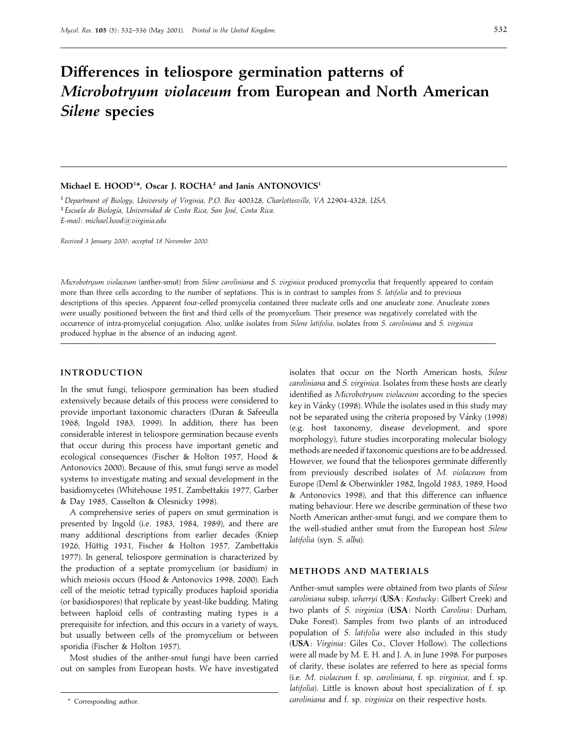# Differences in teliospore germination patterns of *Microbotryum violaceum* from European and North American *Silene* species

**Michael E. HOOD[1]*, Oscar J. ROCHA[2] and Janis ANTONOVICS[1]**

[1] *Department of Biology, University of Virginia, P.O. Box 400328, Charlottesville, VA 22904-4328, USA.*
[2] *Escuela de Biología, Universidad de Costa Rica, San José, Costa Rica.*
*E-mail: michael.hood@virginia.edu*

*Received 3 January 2000; accepted 18 November 2000.*

*Microbotryum violaceum* (anther-smut) from *Silene caroliniana* and *S. virginica* produced promycelia that frequently appeared to contain more than three cells according to the number of septations. This is in contrast to samples from *S. latifolia* and to previous descriptions of this species. Apparent four-celled promycelia contained three nucleate cells and one anucleate zone. Anucleate zones were usually positioned between the first and third cells of the promycelium. Their presence was negatively correlated with the occurrence of intra-promycelial conjugation. Also, unlike isolates from *Silene latifolia*, isolates from *S. caroliniana* and *S. virginica* produced hyphae in the absence of an inducing agent.

## INTRODUCTION

In the smut fungi, teliospore germination has been studied extensively because details of this process were considered to provide important taxonomic characters (Duran & Safeeulla 1968, Ingold 1983, 1999). In addition, there has been considerable interest in teliospore germination because events that occur during this process have important genetic and ecological consequences (Fischer & Holton 1957, Hood & Antonovics 2000). Because of this, smut fungi serve as model systems to investigate mating and sexual development in the basidiomycetes (Whitehouse 1951, Zambettakis 1977, Garber & Day 1985, Casselton & Olesnicky 1998).

A comprehensive series of papers on smut germination is presented by Ingold (i.e. 1983, 1984, 1989), and there are many additional descriptions from earlier decades (Kniep 1926, Hüttig 1931, Fischer & Holton 1957, Zambettakis 1977). In general, teliospore germination is characterized by the production of a septate promycelium (or basidium) in which meiosis occurs (Hood & Antonovics 1998, 2000). Each cell of the meiotic tetrad typically produces haploid sporidia (or basidiospores) that replicate by yeast-like budding. Mating between haploid cells of contrasting mating types is a prerequisite for infection, and this occurs in a variety of ways, but usually between cells of the promycelium or between sporidia (Fischer & Holton 1957).

Most studies of the anther-smut fungi have been carried out on samples from European hosts. We have investigated isolates that occur on the North American hosts, *Silene caroliniana* and *S. virginica*. Isolates from these hosts are clearly identified as *Microbotryum violaceum* according to the species key in Vánky (1998). While the isolates used in this study may not be separated using the criteria proposed by Vánky (1998) (e.g. host taxonomy, disease development, and spore morphology), future studies incorporating molecular biology methods are needed if taxonomic questions are to be addressed. However, we found that the teliospores germinate differently from previously described isolates of *M. violaceum* from Europe (Deml & Oberwinkler 1982, Ingold 1983, 1989, Hood & Antonovics 1998), and that this difference can influence mating behaviour. Here we describe germination of these two North American anther-smut fungi, and we compare them to the well-studied anther smut from the European host *Silene latifolia* (syn. *S. alba*).

## METHODS AND MATERIALS

Anther-smut samples were obtained from two plants of *Silene caroliniana* subsp. *wherryi* (**USA**: *Kentucky*: Gilbert Creek) and two plants of *S. virginica* (**USA**: North *Carolina*: Durham, Duke Forest). Samples from two plants of an introduced population of *S. latifolia* were also included in this study (**USA**: *Virginia*: Giles Co., Clover Hollow). The collections were all made by M. E. H. and J. A. in June 1998. For purposes of clarity, these isolates are referred to here as special forms (i.e. *M. violaceum* f. sp. *caroliniana*, f. sp. *virginica*, and f. sp. *latifolia*). Little is known about host specialization of f. sp. *caroliniana* and f. sp. *virginica* on their respective hosts.

\* Corresponding author.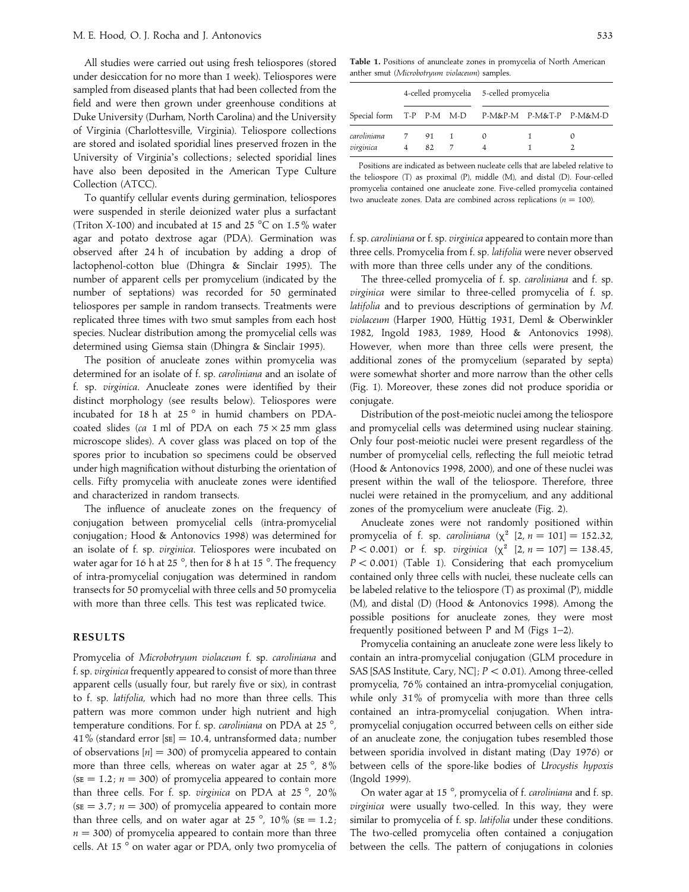All studies were carried out using fresh teliospores (stored under desiccation for no more than 1 week). Teliospores were sampled from diseased plants that had been collected from the field and were then grown under greenhouse conditions at Duke University (Durham, North Carolina) and the University of Virginia (Charlottesville, Virginia). Teliospore collections are stored and isolated sporidial lines preserved frozen in the University of Virginia's collections; selected sporidial lines have also been deposited in the American Type Culture Collection (ATCC).

To quantify cellular events during germination, teliospores were suspended in sterile deionized water plus a surfactant (Triton X-100) and incubated at 15 and 25 °C on 1.5% water agar and potato dextrose agar (PDA). Germination was observed after 24 h of incubation by adding a drop of lactophenol-cotton blue (Dhingra & Sinclair 1995). The number of apparent cells per promycelium (indicated by the number of septations) was recorded for 50 germinated teliospores per sample in random transects. Treatments were replicated three times with two smut samples from each host species. Nuclear distribution among the promycelial cells was determined using Giemsa stain (Dhingra & Sinclair 1995).

The position of anucleate zones within promycelia was determined for an isolate of f. sp. *caroliniana* and an isolate of f. sp. *virginica*. Anucleate zones were identified by their distinct morphology (see results below). Teliospores were incubated for 18 h at 25 ° in humid chambers on PDA-coated slides (*ca* 1 ml of PDA on each $75 \times 25$ mm glass microscope slides). A cover glass was placed on top of the spores prior to incubation so specimens could be observed under high magnification without disturbing the orientation of cells. Fifty promycelia with anucleate zones were identified and characterized in random transects.

The influence of anucleate zones on the frequency of conjugation between promycelial cells (intra-promycelial conjugation; Hood & Antonovics 1998) was determined for an isolate of f. sp. *virginica*. Teliospores were incubated on water agar for 16 h at 25 °, then for 8 h at 15 °. The frequency of intra-promycelial conjugation was determined in random transects for 50 promycelial with three cells and 50 promycelia with more than three cells. This test was replicated twice.

## RESULTS

Promycelia of *Microbotryum violaceum* f. sp. *caroliniana* and f. sp. *virginica* frequently appeared to consist of more than three apparent cells (usually four, but rarely five or six), in contrast to f. sp. *latifolia*, which had no more than three cells. This pattern was more common under high nutrient and high temperature conditions. For f. sp. *caroliniana* on PDA at 25 °, 41% (standard error [SE] = 10.4, untransformed data; number of observations [$n$] = 300) of promycelia appeared to contain more than three cells, whereas on water agar at 25 °, 8% (SE = 1.2; $n$ = 300) of promycelia appeared to contain more than three cells. For f. sp. *virginica* on PDA at 25 °, 20% (SE = 3.7; $n$ = 300) of promycelia appeared to contain more than three cells, and on water agar at 25 °, 10% (SE = 1.2; $n$ = 300) of promycelia appeared to contain more than three cells. At 15 ° on water agar or PDA, only two promycelia of f. sp. *caroliniana* or f. sp. *virginica* appeared to contain more than three cells. Promycelia from f. sp. *latifolia* were never observed with more than three cells under any of the conditions.

The three-celled promycelia of f. sp. *caroliniana* and f. sp. *virginica* were similar to three-celled promycelia of f. sp. *latifolia* and to previous descriptions of germination by *M. violaceum* (Harper 1900, Hüttig 1931, Deml & Oberwinkler 1982, Ingold 1983, 1989, Hood & Antonovics 1998). However, when more than three cells were present, the additional zones of the promycelium (separated by septa) were somewhat shorter and more narrow than the other cells (Fig. 1). Moreover, these zones did not produce sporidia or conjugate.

Distribution of the post-meiotic nuclei among the teliospore and promycelial cells was determined using nuclear staining. Only four post-meiotic nuclei were present regardless of the number of promycelial cells, reflecting the full meiotic tetrad (Hood & Antonovics 1998, 2000), and one of these nuclei was present within the wall of the teliospore. Therefore, three nuclei were retained in the promycelium, and any additional zones of the promycelium were anucleate (Fig. 2).

**Table 1.** Positions of anuncleate zones in promycelia of North American anther smut (*Microbotryum violaceum*) samples.

| | 4-celled promycelia | | | 5-celled promycelia | | |
|---|---|---|---|---|---|---|
| Special form | T-P | P-M | M-D | P-M&P-M | P-M&T-P | P-M&M-D |
| *caroliniana* | 7 | 91 | 1 | 0 | 1 | 0 |
| *virginica* | 4 | 82 | 7 | 4 | 1 | 2 |

Positions are indicated as between nucleate cells that are labeled relative to the teliospore (T) as proximal (P), middle (M), and distal (D). Four-celled promycelia contained one anucleate zone. Five-celled promycelia contained two anucleate zones. Data are combined across replications ($n$ = 100).

Anucleate zones were not randomly positioned within promycelia of f. sp. *caroliniana* ($\chi^2$ [2, $n$ = 101] = 152.32, $P < 0.001$) or f. sp. *virginica* ($\chi^2$ [2, $n$ = 107] = 138.45, $P < 0.001$) (Table 1). Considering that each promycelium contained only three cells with nuclei, these nucleate cells can be labeled relative to the teliospore (T) as proximal (P), middle (M), and distal (D) (Hood & Antonovics 1998). Among the possible positions for anucleate zones, they were most frequently positioned between P and M (Figs 1–2).

Promycelia containing an anucleate zone were less likely to contain an intra-promycelial conjugation (GLM procedure in SAS [SAS Institute, Cary, NC]; $P < 0.01$). Among three-celled promycelia, 76% contained an intra-promycelial conjugation, while only 31% of promycelia with more than three cells contained an intra-promycelial conjugation. When intra-promycelial conjugation occurred between cells on either side of an anucleate zone, the conjugation tubes resembled those between sporidia involved in distant mating (Day 1976) or between cells of the spore-like bodies of *Urocystis hypoxis* (Ingold 1999).

On water agar at 15 °, promycelia of f. *caroliniana* and f. sp. *virginica* were usually two-celled. In this way, they were similar to promycelia of f. sp. *latifolia* under these conditions. The two-celled promycelia often contained a conjugation between the cells. The pattern of conjugations in colonies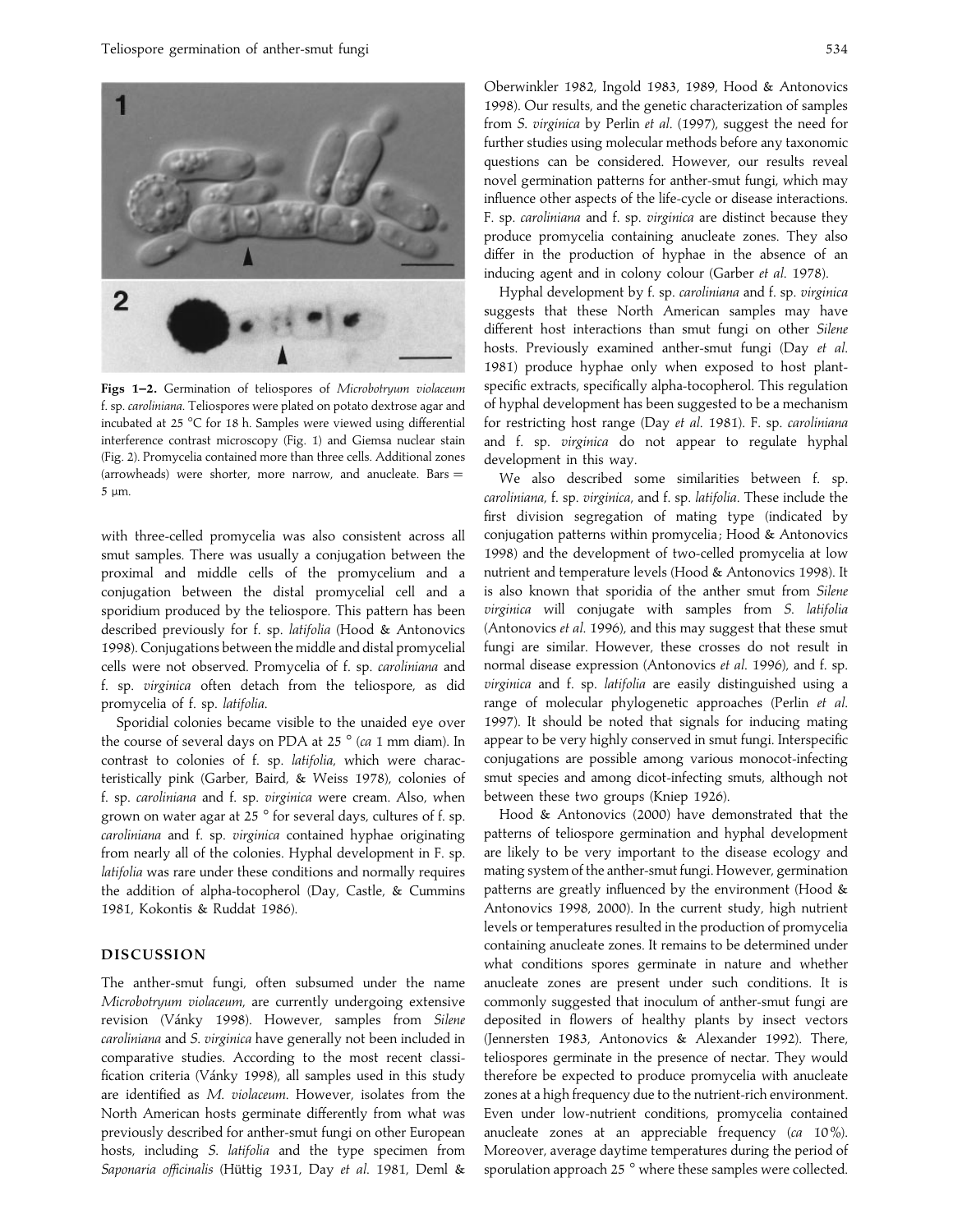Figs 1–2. Germination of teliospores of *Microbotryum violaceum* f. sp. *caroliniana*. Teliospores were plated on potato dextrose agar and incubated at 25 °C for 18 h. Samples were viewed using differential interference contrast microscopy (Fig. 1) and Giemsa nuclear stain (Fig. 2). Promycelia contained more than three cells. Additional zones (arrowheads) were shorter, more narrow, and anucleate. Bars = 5 µm.

with three-celled promycelia was also consistent across all smut samples. There was usually a conjugation between the proximal and middle cells of the promycelium and a conjugation between the distal promycelial cell and a sporidium produced by the teliospore. This pattern has been described previously for f. sp. *latifolia* (Hood & Antonovics 1998). Conjugations between the middle and distal promycelial cells were not observed. Promycelia of f. sp. *caroliniana* and f. sp. *virginica* often detach from the teliospore, as did promycelia of f. sp. *latifolia*.

Sporidial colonies became visible to the unaided eye over the course of several days on PDA at 25 ° (*ca* 1 mm diam). In contrast to colonies of f. sp. *latifolia*, which were characteristically pink (Garber, Baird, & Weiss 1978), colonies of f. sp. *caroliniana* and f. sp. *virginica* were cream. Also, when grown on water agar at 25 ° for several days, cultures of f. sp. *caroliniana* and f. sp. *virginica* contained hyphae originating from nearly all of the colonies. Hyphal development in F. sp. *latifolia* was rare under these conditions and normally requires the addition of alpha-tocopherol (Day, Castle, & Cummins 1981, Kokontis & Ruddat 1986).

## DISCUSSION

The anther-smut fungi, often subsumed under the name *Microbotryum violaceum*, are currently undergoing extensive revision (Vánky 1998). However, samples from *Silene caroliniana* and *S. virginica* have generally not been included in comparative studies. According to the most recent classification criteria (Vánky 1998), all samples used in this study are identified as *M. violaceum*. However, isolates from the North American hosts germinate differently from what was previously described for anther-smut fungi on other European hosts, including *S. latifolia* and the type specimen from *Saponaria officinalis* (Hüttig 1931, Day *et al.* 1981, Deml & Oberwinkler 1982, Ingold 1983, 1989, Hood & Antonovics 1998). Our results, and the genetic characterization of samples from *S. virginica* by Perlin *et al.* (1997), suggest the need for further studies using molecular methods before any taxonomic questions can be considered. However, our results reveal novel germination patterns for anther-smut fungi, which may influence other aspects of the life-cycle or disease interactions. F. sp. *caroliniana* and f. sp. *virginica* are distinct because they produce promycelia containing anucleate zones. They also differ in the production of hyphae in the absence of an inducing agent and in colony colour (Garber *et al.* 1978).

Hyphal development by f. sp. *caroliniana* and f. sp. *virginica* suggests that these North American samples may have different host interactions than smut fungi on other *Silene* hosts. Previously examined anther-smut fungi (Day *et al.* 1981) produce hyphae only when exposed to host plant-specific extracts, specifically alpha-tocopherol. This regulation of hyphal development has been suggested to be a mechanism for restricting host range (Day *et al.* 1981). F. sp. *caroliniana* and f. sp. *virginica* do not appear to regulate hyphal development in this way.

We also described some similarities between f. sp. *caroliniana*, f. sp. *virginica*, and f. sp. *latifolia*. These include the first division segregation of mating type (indicated by conjugation patterns within promycelia; Hood & Antonovics 1998) and the development of two-celled promycelia at low nutrient and temperature levels (Hood & Antonovics 1998). It is also known that sporidia of the anther smut from *Silene virginica* will conjugate with samples from *S. latifolia* (Antonovics *et al.* 1996), and this may suggest that these smut fungi are similar. However, these crosses do not result in normal disease expression (Antonovics *et al.* 1996), and f. sp. *virginica* and f. sp. *latifolia* are easily distinguished using a range of molecular phylogenetic approaches (Perlin *et al.* 1997). It should be noted that signals for inducing mating appear to be very highly conserved in smut fungi. Interspecific conjugations are possible among various monocot-infecting smut species and among dicot-infecting smuts, although not between these two groups (Kniep 1926).

Hood & Antonovics (2000) have demonstrated that the patterns of teliospore germination and hyphal development are likely to be very important to the disease ecology and mating system of the anther-smut fungi. However, germination patterns are greatly influenced by the environment (Hood & Antonovics 1998, 2000). In the current study, high nutrient levels or temperatures resulted in the production of promycelia containing anucleate zones. It remains to be determined under what conditions spores germinate in nature and whether anucleate zones are present under such conditions. It is commonly suggested that inoculum of anther-smut fungi are deposited in flowers of healthy plants by insect vectors (Jennersten 1983, Antonovics & Alexander 1992). There, teliospores germinate in the presence of nectar. They would therefore be expected to produce promycelia with anucleate zones at a high frequency due to the nutrient-rich environment. Even under low-nutrient conditions, promycelia contained anucleate zones at an appreciable frequency (*ca* 10%). Moreover, average daytime temperatures during the period of sporulation approach 25 ° where these samples were collected.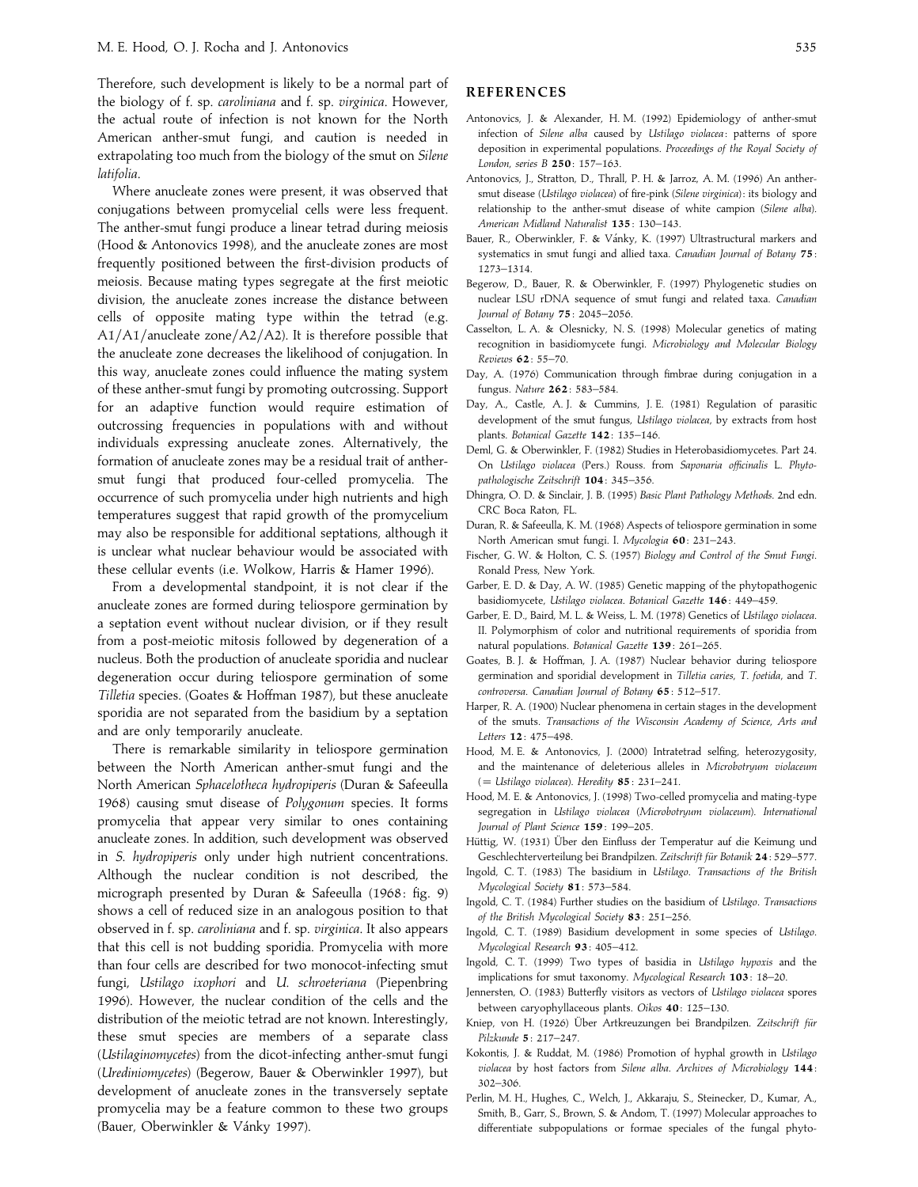Therefore, such development is likely to be a normal part of the biology of f. sp. *caroliniana* and f. sp. *virginica*. However, the actual route of infection is not known for the North American anther-smut fungi, and caution is needed in extrapolating too much from the biology of the smut on *Silene latifolia*.

Where anucleate zones were present, it was observed that conjugations between promycelial cells were less frequent. The anther-smut fungi produce a linear tetrad during meiosis (Hood & Antonovics 1998), and the anucleate zones are most frequently positioned between the first-division products of meiosis. Because mating types segregate at the first meiotic division, the anucleate zones increase the distance between cells of opposite mating type within the tetrad (e.g. A1/A1/anucleate zone/A2/A2). It is therefore possible that the anucleate zone decreases the likelihood of conjugation. In this way, anucleate zones could influence the mating system of these anther-smut fungi by promoting outcrossing. Support for an adaptive function would require estimation of outcrossing frequencies in populations with and without individuals expressing anucleate zones. Alternatively, the formation of anucleate zones may be a residual trait of anther-smut fungi that produced four-celled promycelia. The occurrence of such promycelia under high nutrients and high temperatures suggest that rapid growth of the promycelium may also be responsible for additional septations, although it is unclear what nuclear behaviour would be associated with these cellular events (i.e. Wolkow, Harris & Hamer 1996).

From a developmental standpoint, it is not clear if the anucleate zones are formed during teliospore germination by a septation event without nuclear division, or if they result from a post-meiotic mitosis followed by degeneration of a nucleus. Both the production of anucleate sporidia and nuclear degeneration occur during teliospore germination of some *Tilletia* species. (Goates & Hoffman 1987), but these anucleate sporidia are not separated from the basidium by a septation and are only temporarily anucleate.

There is remarkable similarity in teliospore germination between the North American anther-smut fungi and the North American *Sphacelotheca hydropiperis* (Duran & Safeeulla 1968) causing smut disease of *Polygonum* species. It forms promycelia that appear very similar to ones containing anucleate zones. In addition, such development was observed in *S. hydropiperis* only under high nutrient concentrations. Although the nuclear condition is not described, the micrograph presented by Duran & Safeeulla (1968: fig. 9) shows a cell of reduced size in an analogous position to that observed in f. sp. *caroliniana* and f. sp. *virginica*. It also appears that this cell is not budding sporidia. Promycelia with more than four cells are described for two monocot-infecting smut fungi, *Ustilago ixophori* and *U. schroeteriana* (Piepenbring 1996). However, the nuclear condition of the cells and the distribution of the meiotic tetrad are not known. Interestingly, these smut species are members of a separate class (*Ustilaginomycetes*) from the dicot-infecting anther-smut fungi (*Urediniomycetes*) (Begerow, Bauer & Oberwinkler 1997), but development of anucleate zones in the transversely septate promycelia may be a feature common to these two groups (Bauer, Oberwinkler & Vánky 1997).

## REFERENCES

Antonovics, J. & Alexander, H. M. (1992) Epidemiology of anther-smut infection of *Silene alba* caused by *Ustilago violacea*: patterns of spore deposition in experimental populations. *Proceedings of the Royal Society of London, series B* **250**: 157–163.

Antonovics, J., Stratton, D., Thrall, P. H. & Jarroz, A. M. (1996) An anther-smut disease (*Ustilago violacea*) of fire-pink (*Silene virginica*): its biology and relationship to the anther-smut disease of white campion (*Silene alba*). *American Midland Naturalist* **135**: 130–143.

Bauer, R., Oberwinkler, F. & Vánky, K. (1997) Ultrastructural markers and systematics in smut fungi and allied taxa. *Canadian Journal of Botany* **75**: 1273–1314.

Begerow, D., Bauer, R. & Oberwinkler, F. (1997) Phylogenetic studies on nuclear LSU rDNA sequence of smut fungi and related taxa. *Canadian Journal of Botany* **75**: 2045–2056.

Casselton, L. A. & Olesnicky, N. S. (1998) Molecular genetics of mating recognition in basidiomycete fungi. *Microbiology and Molecular Biology Reviews* **62**: 55–70.

Day, A. (1976) Communication through fimbrae during conjugation in a fungus. *Nature* **262**: 583–584.

Day, A., Castle, A. J. & Cummins, J. E. (1981) Regulation of parasitic development of the smut fungus, *Ustilago violacea*, by extracts from host plants. *Botanical Gazette* **142**: 135–146.

Deml, G. & Oberwinkler, F. (1982) Studies in Heterobasidiomycetes. Part 24. On *Ustilago violacea* (Pers.) Rouss. from *Saponaria officinalis* L. *Phytopathologische Zeitschrift* **104**: 345–356.

Dhingra, O. D. & Sinclair, J. B. (1995) *Basic Plant Pathology Methods*. 2nd edn. CRC Boca Raton, FL.

Duran, R. & Safeeulla, K. M. (1968) Aspects of teliospore germination in some North American smut fungi. I. *Mycologia* **60**: 231–243.

Fischer, G. W. & Holton, C. S. (1957) *Biology and Control of the Smut Fungi*. Ronald Press, New York.

Garber, E. D. & Day, A. W. (1985) Genetic mapping of the phytopathogenic basidiomycete, *Ustilago violacea*. *Botanical Gazette* **146**: 449–459.

Garber, E. D., Baird, M. L. & Weiss, L. M. (1978) Genetics of *Ustilago violacea*. II. Polymorphism of color and nutritional requirements of sporidia from natural populations. *Botanical Gazette* **139**: 261–265.

Goates, B. J. & Hoffman, J. A. (1987) Nuclear behavior during teliospore germination and sporidial development in *Tilletia caries*, *T. foetida*, and *T. controversa*. *Canadian Journal of Botany* **65**: 512–517.

Harper, R. A. (1900) Nuclear phenomena in certain stages in the development of the smuts. *Transactions of the Wisconsin Academy of Science, Arts and Letters* **12**: 475–498.

Hood, M. E. & Antonovics, J. (2000) Intratetrad selfing, heterozygosity, and the maintenance of deleterious alleles in *Microbotryum violaceum* (= *Ustilago violacea*). *Heredity* **85**: 231–241.

Hood, M. E. & Antonovics, J. (1998) Two-celled promycelia and mating-type segregation in *Ustilago violacea* (*Microbotryum violaceum*). *International Journal of Plant Science* **159**: 199–205.

Hüttig, W. (1931) Über den Einfluss der Temperatur auf die Keimung und Geschlechterverteilung bei Brandpilzen. *Zeitschrift für Botanik* **24**: 529–577.

Ingold, C. T. (1983) The basidium in *Ustilago*. *Transactions of the British Mycological Society* **81**: 573–584.

Ingold, C. T. (1984) Further studies on the basidium of *Ustilago*. *Transactions of the British Mycological Society* **83**: 251–256.

Ingold, C. T. (1989) Basidium development in some species of *Ustilago*. *Mycological Research* **93**: 405–412.

Ingold, C. T. (1999) Two types of basidia in *Ustilago hypoxis* and the implications for smut taxonomy. *Mycological Research* **103**: 18–20.

Jennersten, O. (1983) Butterfly visitors as vectors of *Ustilago violacea* spores between caryophyllaceous plants. *Oikos* **40**: 125–130.

Kniep, von H. (1926) Über Artkreuzungen bei Brandpilzen. *Zeitschrift für Pilzkunde* **5**: 217–247.

Kokontis, J. & Ruddat, M. (1986) Promotion of hyphal growth in *Ustilago violacea* by host factors from *Silene alba*. *Archives of Microbiology* **144**: 302–306.

Perlin, M. H., Hughes, C., Welch, J., Akkaraju, S., Steinecker, D., Kumar, A., Smith, B., Garr, S., Brown, S. & Andom, T. (1997) Molecular approaches to differentiate subpopulations or formae speciales of the fungal phyto-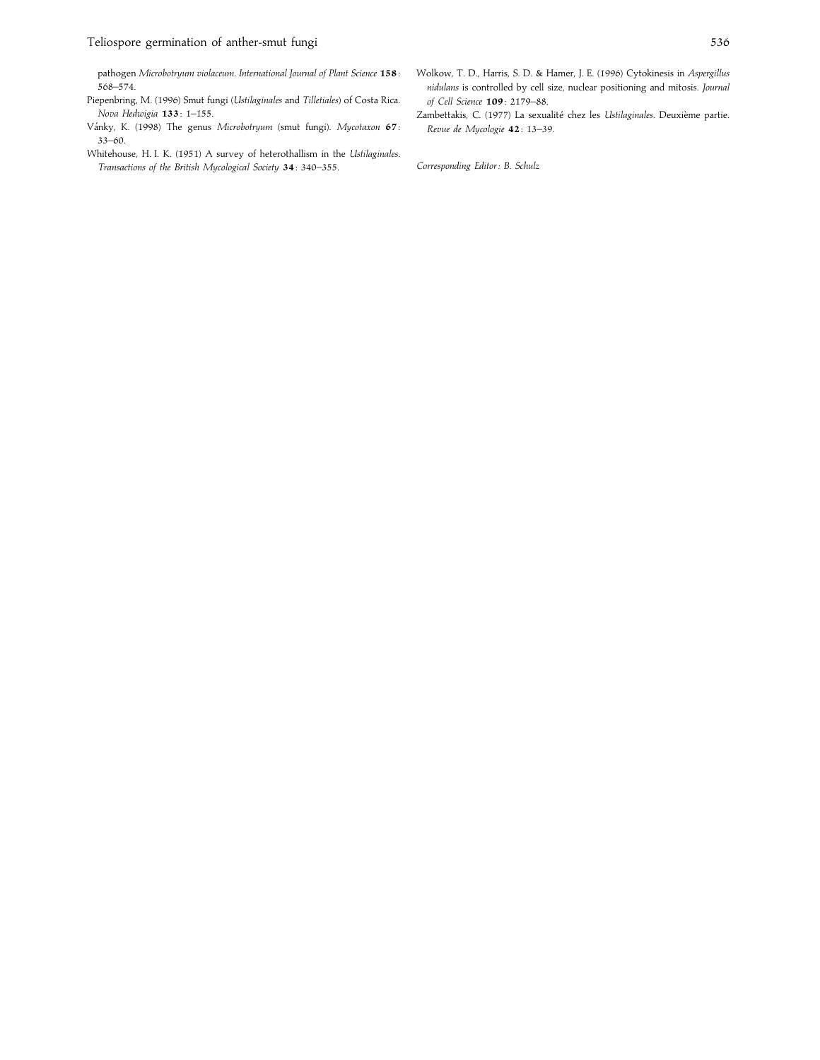pathogen *Microbotryum violaceum*. *International Journal of Plant Science* **158**: 568–574.

Piepenbring, M. (1996) Smut fungi (*Ustilaginales* and *Tilletiales*) of Costa Rica. *Nova Hedwigia* **133**: 1–155.

Vánky, K. (1998) The genus *Microbotryum* (smut fungi). *Mycotaxon* **67**: 33–60.

Whitehouse, H. I. K. (1951) A survey of heterothallism in the *Ustilaginales*. *Transactions of the British Mycological Society* **34**: 340–355.

Wolkow, T. D., Harris, S. D. & Hamer, J. E. (1996) Cytokinesis in *Aspergillus nidulans* is controlled by cell size, nuclear positioning and mitosis. *Journal of Cell Science* **109**: 2179–88.

Zambettakis, C. (1977) La sexualité chez les *Ustilaginales*. Deuxième partie. *Revue de Mycologie* **42**: 13–39.

*Corresponding Editor: B. Schulz*